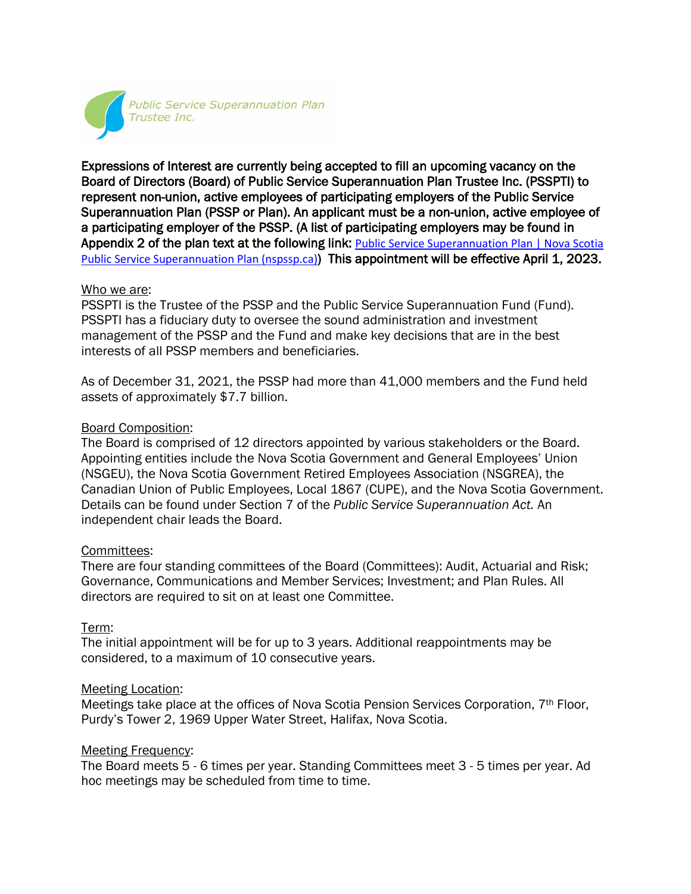Public Service Superannuation Plan Trustee Inc.

**Expressions of Interest are currently being accepted to fill an upcoming vacancy on the Board of Directors (Board) of Public Service Superannuation Plan Trustee Inc. (PSSPTI) to represent non-union, active employees of participating employers of the Public Service Superannuation Plan (PSSP or Plan). An applicant must be a non-union, active employee of a participating employer of the PSSP. (A list of participating employers may be found in Appendix 2 of the plan text at the following link:** [Public Service Superannuation Plan | Nova Scotia Public Service Superannuation Plan (nspssp.ca)](nspssp.ca)**) This appointment will be effective April 1, 2023.**

Who we are:
PSSPTI is the Trustee of the PSSP and the Public Service Superannuation Fund (Fund). PSSPTI has a fiduciary duty to oversee the sound administration and investment management of the PSSP and the Fund and make key decisions that are in the best interests of all PSSP members and beneficiaries.

As of December 31, 2021, the PSSP had more than 41,000 members and the Fund held assets of approximately $7.7 billion.

Board Composition:
The Board is comprised of 12 directors appointed by various stakeholders or the Board. Appointing entities include the Nova Scotia Government and General Employees' Union (NSGEU), the Nova Scotia Government Retired Employees Association (NSGREA), the Canadian Union of Public Employees, Local 1867 (CUPE), and the Nova Scotia Government. Details can be found under Section 7 of the *Public Service Superannuation Act.* An independent chair leads the Board.

Committees:
There are four standing committees of the Board (Committees): Audit, Actuarial and Risk; Governance, Communications and Member Services; Investment; and Plan Rules. All directors are required to sit on at least one Committee.

Term:
The initial appointment will be for up to 3 years. Additional reappointments may be considered, to a maximum of 10 consecutive years.

Meeting Location:
Meetings take place at the offices of Nova Scotia Pension Services Corporation, 7th Floor, Purdy's Tower 2, 1969 Upper Water Street, Halifax, Nova Scotia.

Meeting Frequency:
The Board meets 5 - 6 times per year. Standing Committees meet 3 - 5 times per year. Ad hoc meetings may be scheduled from time to time.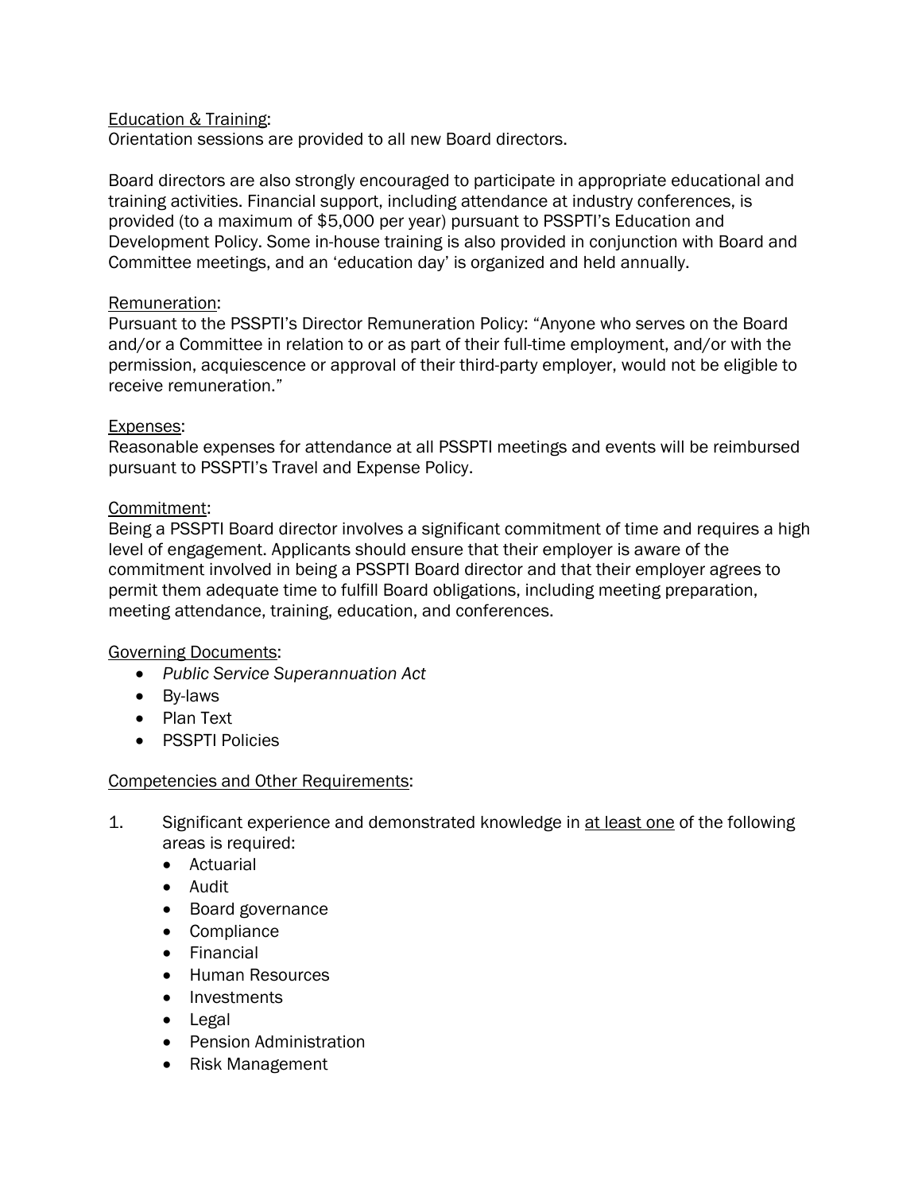<u>Education & Training</u>:
Orientation sessions are provided to all new Board directors.

Board directors are also strongly encouraged to participate in appropriate educational and training activities. Financial support, including attendance at industry conferences, is provided (to a maximum of $5,000 per year) pursuant to PSSPTI's Education and Development Policy. Some in-house training is also provided in conjunction with Board and Committee meetings, and an 'education day' is organized and held annually.

<u>Remuneration</u>:
Pursuant to the PSSPTI's Director Remuneration Policy: "Anyone who serves on the Board and/or a Committee in relation to or as part of their full-time employment, and/or with the permission, acquiescence or approval of their third-party employer, would not be eligible to receive remuneration."

<u>Expenses</u>:
Reasonable expenses for attendance at all PSSPTI meetings and events will be reimbursed pursuant to PSSPTI's Travel and Expense Policy.

<u>Commitment</u>:
Being a PSSPTI Board director involves a significant commitment of time and requires a high level of engagement. Applicants should ensure that their employer is aware of the commitment involved in being a PSSPTI Board director and that their employer agrees to permit them adequate time to fulfill Board obligations, including meeting preparation, meeting attendance, training, education, and conferences.

<u>Governing Documents</u>:

- *Public Service Superannuation Act*
- By-laws
- Plan Text
- PSSPTI Policies

<u>Competencies and Other Requirements</u>:

1. Significant experience and demonstrated knowledge in <u>at least one</u> of the following areas is required:
   - Actuarial
   - Audit
   - Board governance
   - Compliance
   - Financial
   - Human Resources
   - Investments
   - Legal
   - Pension Administration
   - Risk Management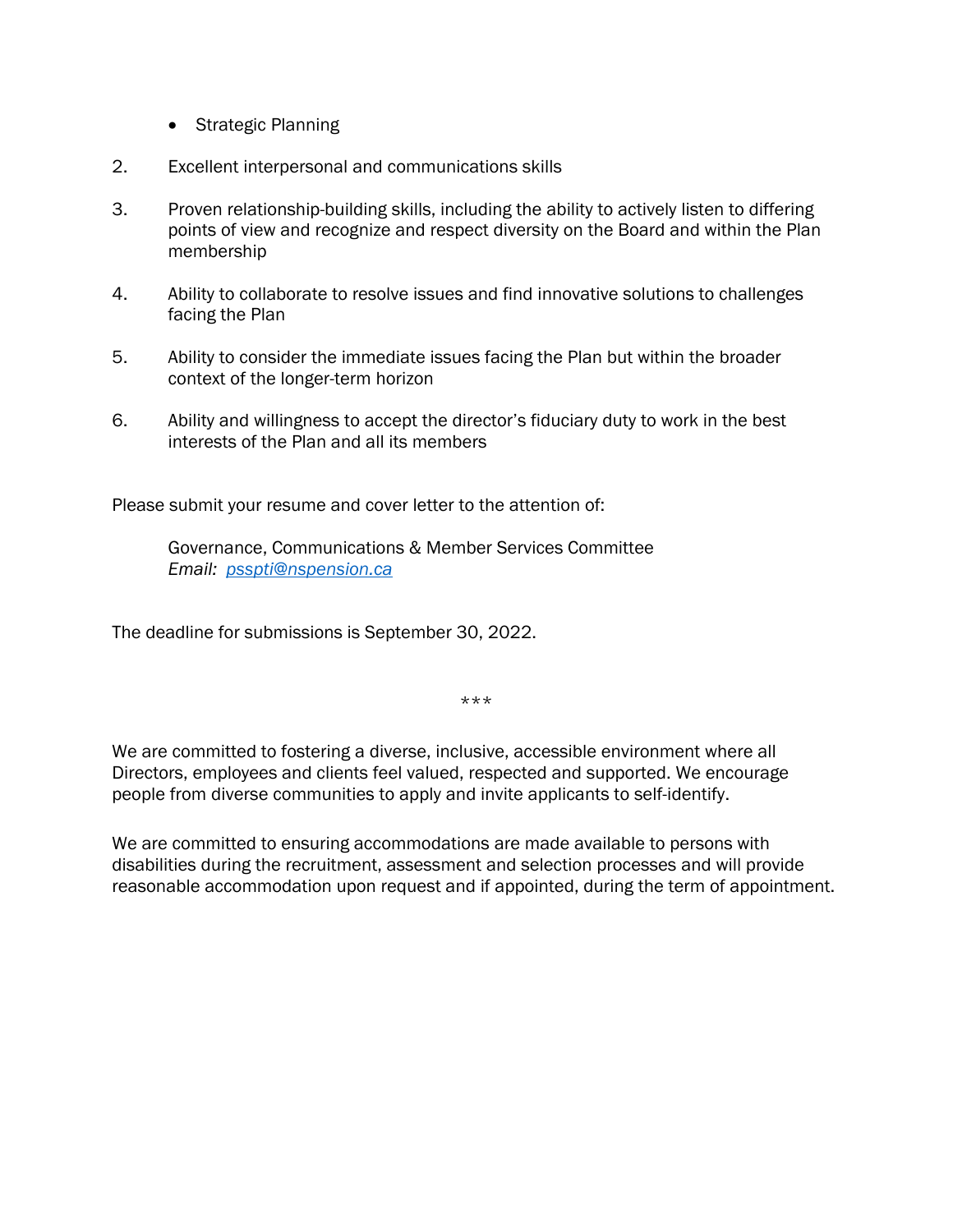- Strategic Planning

2. Excellent interpersonal and communications skills

3. Proven relationship-building skills, including the ability to actively listen to differing points of view and recognize and respect diversity on the Board and within the Plan membership

4. Ability to collaborate to resolve issues and find innovative solutions to challenges facing the Plan

5. Ability to consider the immediate issues facing the Plan but within the broader context of the longer-term horizon

6. Ability and willingness to accept the director's fiduciary duty to work in the best interests of the Plan and all its members

Please submit your resume and cover letter to the attention of:

> Governance, Communications & Member Services Committee
> *Email:* *psspti@nspension.ca*

The deadline for submissions is September 30, 2022.

***

We are committed to fostering a diverse, inclusive, accessible environment where all Directors, employees and clients feel valued, respected and supported. We encourage people from diverse communities to apply and invite applicants to self-identify.

We are committed to ensuring accommodations are made available to persons with disabilities during the recruitment, assessment and selection processes and will provide reasonable accommodation upon request and if appointed, during the term of appointment.